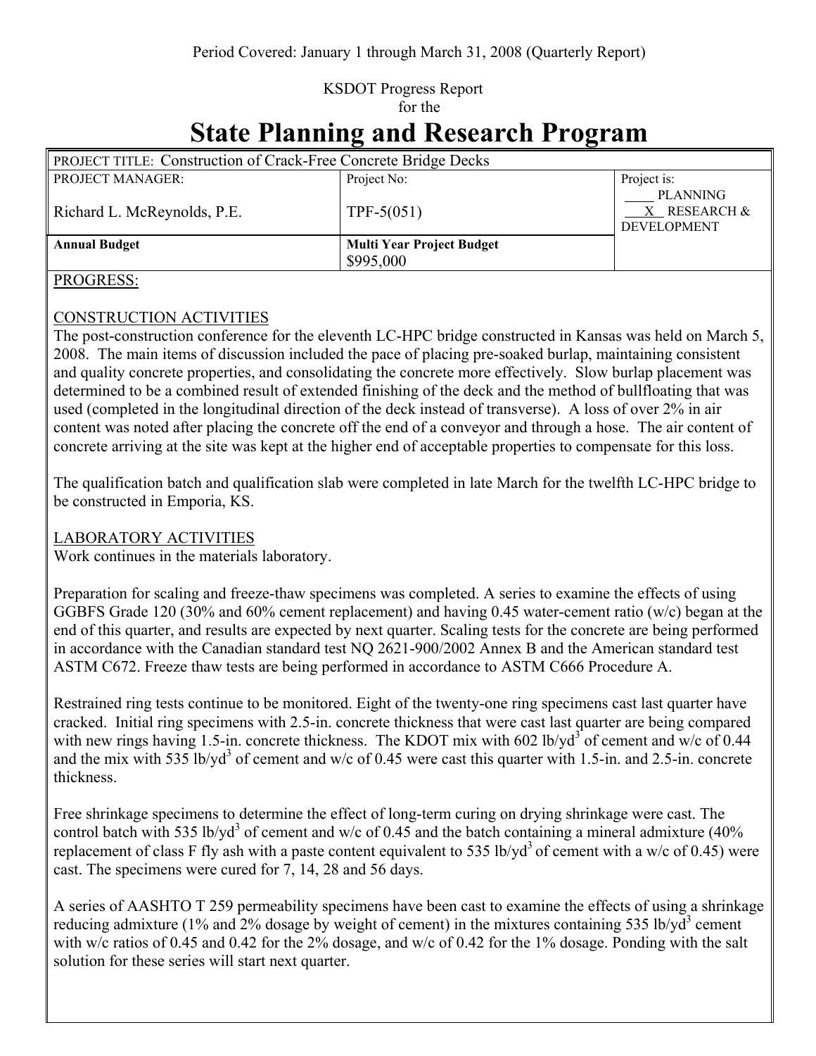Period Covered: January 1 through March 31, 2008 (Quarterly Report)

KSDOT Progress Report
for the

# State Planning and Research Program

| PROJECT TITLE: Construction of Crack-Free Concrete Bridge Decks | | |
|---|---|---|
| PROJECT MANAGER:<br><br>Richard L. McReynolds, P.E. | Project No:<br><br>TPF-5(051) | Project is:<br>____ PLANNING<br>__X__ RESEARCH & DEVELOPMENT |
| **Annual Budget** | **Multi Year Project Budget**<br>$995,000 | |

PROGRESS:

CONSTRUCTION ACTIVITIES

The post-construction conference for the eleventh LC-HPC bridge constructed in Kansas was held on March 5, 2008. The main items of discussion included the pace of placing pre-soaked burlap, maintaining consistent and quality concrete properties, and consolidating the concrete more effectively. Slow burlap placement was determined to be a combined result of extended finishing of the deck and the method of bullfloating that was used (completed in the longitudinal direction of the deck instead of transverse). A loss of over 2% in air content was noted after placing the concrete off the end of a conveyor and through a hose. The air content of concrete arriving at the site was kept at the higher end of acceptable properties to compensate for this loss.

The qualification batch and qualification slab were completed in late March for the twelfth LC-HPC bridge to be constructed in Emporia, KS.

LABORATORY ACTIVITIES

Work continues in the materials laboratory.

Preparation for scaling and freeze-thaw specimens was completed. A series to examine the effects of using GGBFS Grade 120 (30% and 60% cement replacement) and having 0.45 water-cement ratio (w/c) began at the end of this quarter, and results are expected by next quarter. Scaling tests for the concrete are being performed in accordance with the Canadian standard test NQ 2621-900/2002 Annex B and the American standard test ASTM C672. Freeze thaw tests are being performed in accordance to ASTM C666 Procedure A.

Restrained ring tests continue to be monitored. Eight of the twenty-one ring specimens cast last quarter have cracked. Initial ring specimens with 2.5-in. concrete thickness that were cast last quarter are being compared with new rings having 1.5-in. concrete thickness. The KDOT mix with 602 lb/yd$^3$ of cement and w/c of 0.44 and the mix with 535 lb/yd$^3$ of cement and w/c of 0.45 were cast this quarter with 1.5-in. and 2.5-in. concrete thickness.

Free shrinkage specimens to determine the effect of long-term curing on drying shrinkage were cast. The control batch with 535 lb/yd$^3$ of cement and w/c of 0.45 and the batch containing a mineral admixture (40% replacement of class F fly ash with a paste content equivalent to 535 lb/yd$^3$ of cement with a w/c of 0.45) were cast. The specimens were cured for 7, 14, 28 and 56 days.

A series of AASHTO T 259 permeability specimens have been cast to examine the effects of using a shrinkage reducing admixture (1% and 2% dosage by weight of cement) in the mixtures containing 535 lb/yd$^3$ cement with w/c ratios of 0.45 and 0.42 for the 2% dosage, and w/c of 0.42 for the 1% dosage. Ponding with the salt solution for these series will start next quarter.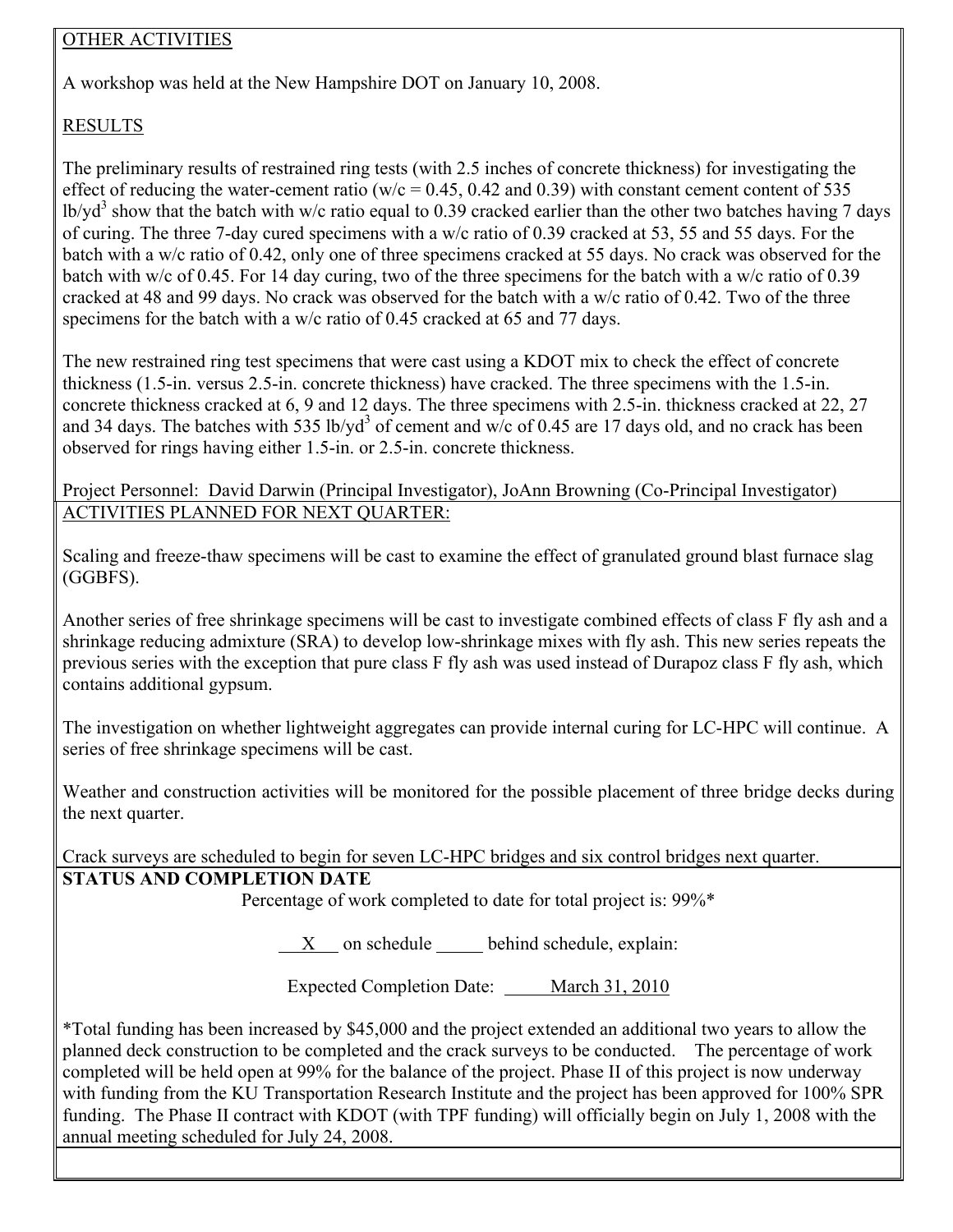OTHER ACTIVITIES

A workshop was held at the New Hampshire DOT on January 10, 2008.

RESULTS

The preliminary results of restrained ring tests (with 2.5 inches of concrete thickness) for investigating the effect of reducing the water-cement ratio (w/c = 0.45, 0.42 and 0.39) with constant cement content of 535 $lb/yd^3$ show that the batch with w/c ratio equal to 0.39 cracked earlier than the other two batches having 7 days of curing. The three 7-day cured specimens with a w/c ratio of 0.39 cracked at 53, 55 and 55 days. For the batch with a w/c ratio of 0.42, only one of three specimens cracked at 55 days. No crack was observed for the batch with w/c of 0.45. For 14 day curing, two of the three specimens for the batch with a w/c ratio of 0.39 cracked at 48 and 99 days. No crack was observed for the batch with a w/c ratio of 0.42. Two of the three specimens for the batch with a w/c ratio of 0.45 cracked at 65 and 77 days.

The new restrained ring test specimens that were cast using a KDOT mix to check the effect of concrete thickness (1.5-in. versus 2.5-in. concrete thickness) have cracked. The three specimens with the 1.5-in. concrete thickness cracked at 6, 9 and 12 days. The three specimens with 2.5-in. thickness cracked at 22, 27 and 34 days. The batches with 535 $lb/yd^3$ of cement and w/c of 0.45 are 17 days old, and no crack has been observed for rings having either 1.5-in. or 2.5-in. concrete thickness.

Project Personnel: David Darwin (Principal Investigator), JoAnn Browning (Co-Principal Investigator)

ACTIVITIES PLANNED FOR NEXT QUARTER:

Scaling and freeze-thaw specimens will be cast to examine the effect of granulated ground blast furnace slag (GGBFS).

Another series of free shrinkage specimens will be cast to investigate combined effects of class F fly ash and a shrinkage reducing admixture (SRA) to develop low-shrinkage mixes with fly ash. This new series repeats the previous series with the exception that pure class F fly ash was used instead of Durapoz class F fly ash, which contains additional gypsum.

The investigation on whether lightweight aggregates can provide internal curing for LC-HPC will continue. A series of free shrinkage specimens will be cast.

Weather and construction activities will be monitored for the possible placement of three bridge decks during the next quarter.

Crack surveys are scheduled to begin for seven LC-HPC bridges and six control bridges next quarter.

**STATUS AND COMPLETION DATE**

Percentage of work completed to date for total project is: 99%*

\_\_X\_\_ on schedule \_\_\_\_\_ behind schedule, explain:

Expected Completion Date: March 31, 2010

*Total funding has been increased by $45,000 and the project extended an additional two years to allow the planned deck construction to be completed and the crack surveys to be conducted. The percentage of work completed will be held open at 99% for the balance of the project. Phase II of this project is now underway with funding from the KU Transportation Research Institute and the project has been approved for 100% SPR funding. The Phase II contract with KDOT (with TPF funding) will officially begin on July 1, 2008 with the annual meeting scheduled for July 24, 2008.